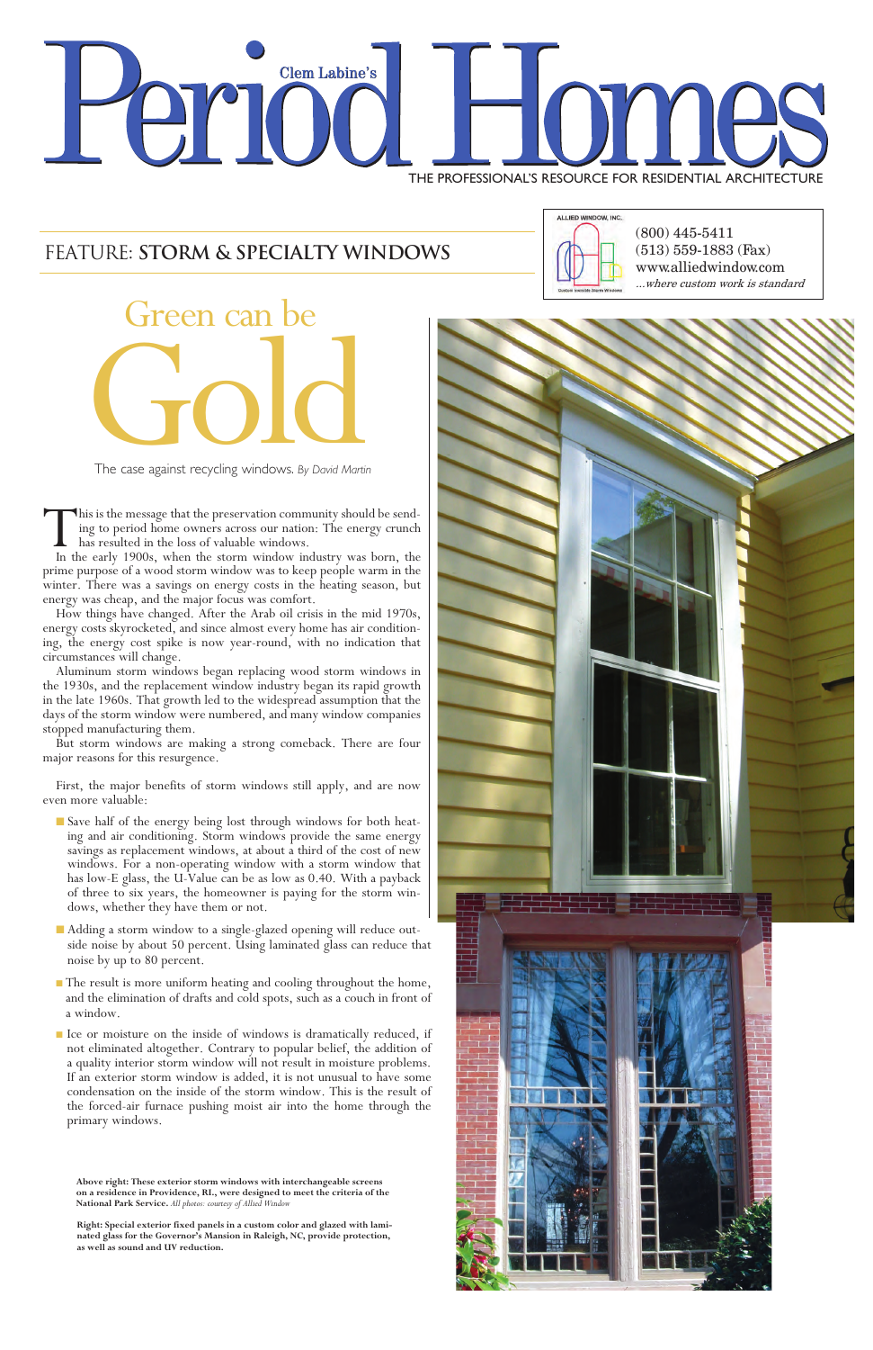# Clem Labine's Period Homes

THE PROFESSIONAL'S RESOURCE FOR RESIDENTIAL ARCHITECTURE

## FEATURE: **STORM & SPECIALTY WINDOWS**

ALLIED WINDOW, INC.

(800) 445-5411
(513) 559-1883 (Fax)
www.alliedwindow.com
*...where custom work is standard*

# Green can be Gold

The case against recycling windows. *By David Martin*

This is the message that the preservation community should be sending to period home owners across our nation: The energy crunch has resulted in the loss of valuable windows.

In the early 1900s, when the storm window industry was born, the prime purpose of a wood storm window was to keep people warm in the winter. There was a savings on energy costs in the heating season, but energy was cheap, and the major focus was comfort.

How things have changed. After the Arab oil crisis in the mid 1970s, energy costs skyrocketed, and since almost every home has air conditioning, the energy cost spike is now year-round, with no indication that circumstances will change.

Aluminum storm windows began replacing wood storm windows in the 1930s, and the replacement window industry began its rapid growth in the late 1960s. That growth led to the widespread assumption that the days of the storm window were numbered, and many window companies stopped manufacturing them.

But storm windows are making a strong comeback. There are four major reasons for this resurgence.

First, the major benefits of storm windows still apply, and are now even more valuable:

- Save half of the energy being lost through windows for both heating and air conditioning. Storm windows provide the same energy savings as replacement windows, at about a third of the cost of new windows. For a non-operating window with a storm window that has low-E glass, the U-Value can be as low as 0.40. With a payback of three to six years, the homeowner is paying for the storm windows, whether they have them or not.
- Adding a storm window to a single-glazed opening will reduce outside noise by about 50 percent. Using laminated glass can reduce that noise by up to 80 percent.
- The result is more uniform heating and cooling throughout the home, and the elimination of drafts and cold spots, such as a couch in front of a window.
- Ice or moisture on the inside of windows is dramatically reduced, if not eliminated altogether. Contrary to popular belief, the addition of a quality interior storm window will not result in moisture problems. If an exterior storm window is added, it is not unusual to have some condensation on the inside of the storm window. This is the result of the forced-air furnace pushing moist air into the home through the primary windows.

**Above right: These exterior storm windows with interchangeable screens on a residence in Providence, RI., were designed to meet the criteria of the National Park Service.** *All photos: courtesy of Allied Window*

**Right: Special exterior fixed panels in a custom color and glazed with laminated glass for the Governor's Mansion in Raleigh, NC, provide protection, as well as sound and UV reduction.**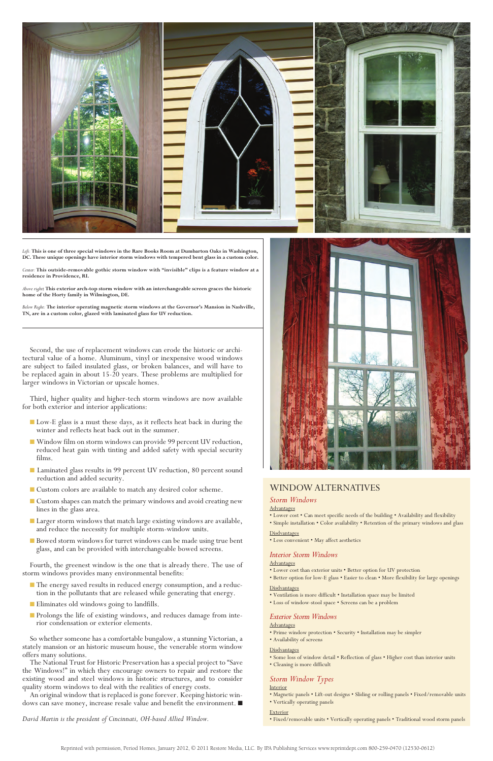*Left:* **This is one of three special windows in the Rare Books Room at Dumbarton Oaks in Washington, DC. These unique openings have interior storm windows with tempered bent glass in a custom color.**

*Center:* **This outside-removable gothic storm window with "invisible" clips is a feature window at a residence in Providence, RI.**

*Above right:* **This exterior arch-top storm window with an interchangeable screen graces the historic home of the Horty family in Wilmington, DE.**

*Below Right:* **The interior operating magnetic storm windows at the Governor's Mansion in Nashville, TN, are in a custom color, glazed with laminated glass for UV reduction.**

Second, the use of replacement windows can erode the historic or architectural value of a home. Aluminum, vinyl or inexpensive wood windows are subject to failed insulated glass, or broken balances, and will have to be replaced again in about 15-20 years. These problems are multiplied for larger windows in Victorian or upscale homes.

Third, higher quality and higher-tech storm windows are now available for both exterior and interior applications:

- Low-E glass is a must these days, as it reflects heat back in during the winter and reflects heat back out in the summer.
- Window film on storm windows can provide 99 percent UV reduction, reduced heat gain with tinting and added safety with special security films.
- Laminated glass results in 99 percent UV reduction, 80 percent sound reduction and added security.
- Custom colors are available to match any desired color scheme.
- Custom shapes can match the primary windows and avoid creating new lines in the glass area.
- Larger storm windows that match large existing windows are available, and reduce the necessity for multiple storm-window units.
- Bowed storm windows for turret windows can be made using true bent glass, and can be provided with interchangeable bowed screens.

Fourth, the greenest window is the one that is already there. The use of storm windows provides many environmental benefits:

- The energy saved results in reduced energy consumption, and a reduction in the pollutants that are released while generating that energy.
- Eliminates old windows going to landfills.
- Prolongs the life of existing windows, and reduces damage from interior condensation or exterior elements.

So whether someone has a comfortable bungalow, a stunning Victorian, a stately mansion or an historic museum house, the venerable storm window offers many solutions.

The National Trust for Historic Preservation has a special project to "Save the Windows!" in which they encourage owners to repair and restore the existing wood and steel windows in historic structures, and to consider quality storm windows to deal with the realities of energy costs.

An original window that is replaced is gone forever. Keeping historic windows can save money, increase resale value and benefit the environment. ■

*David Martin is the president of Cincinnati, OH-based Allied Window.*

## WINDOW ALTERNATIVES

### *Storm Windows*

Advantages

• Lower cost • Can meet specific needs of the building • Availability and flexibility • Simple installation • Color availability • Retention of the primary windows and glass

Disdvantages

• Less convenient • May affect aesthetics

### *Interior Storm Windows*

Advantages

• Lower cost than exterior units • Better option for UV protection • Better option for low-E glass • Easier to clean • More flexibility for large openings

Disdvantages

• Ventilation is more difficult • Installation space may be limited • Loss of window-stool space • Screens can be a problem

### *Exterior Storm Windows*

Advantages

• Prime window protection • Security • Installation may be simpler • Availability of screens

Disdvantages

• Some loss of window detail • Reflection of glass • Higher cost than interior units • Cleaning is more difficult

### *Storm Window Types*

Interior

• Magnetic panels • Lift-out designs • Sliding or rolling panels • Fixed/removable units • Vertically operating panels

Exterior

• Fixed/removable units • Vertically operating panels • Traditional wood storm panels

Reprinted with permission, Period Homes, January 2012, © 2011 Restore Media, LLC. By IPA Publishing Services www.reprintdept.com 800-259-0470 (12530-0612)